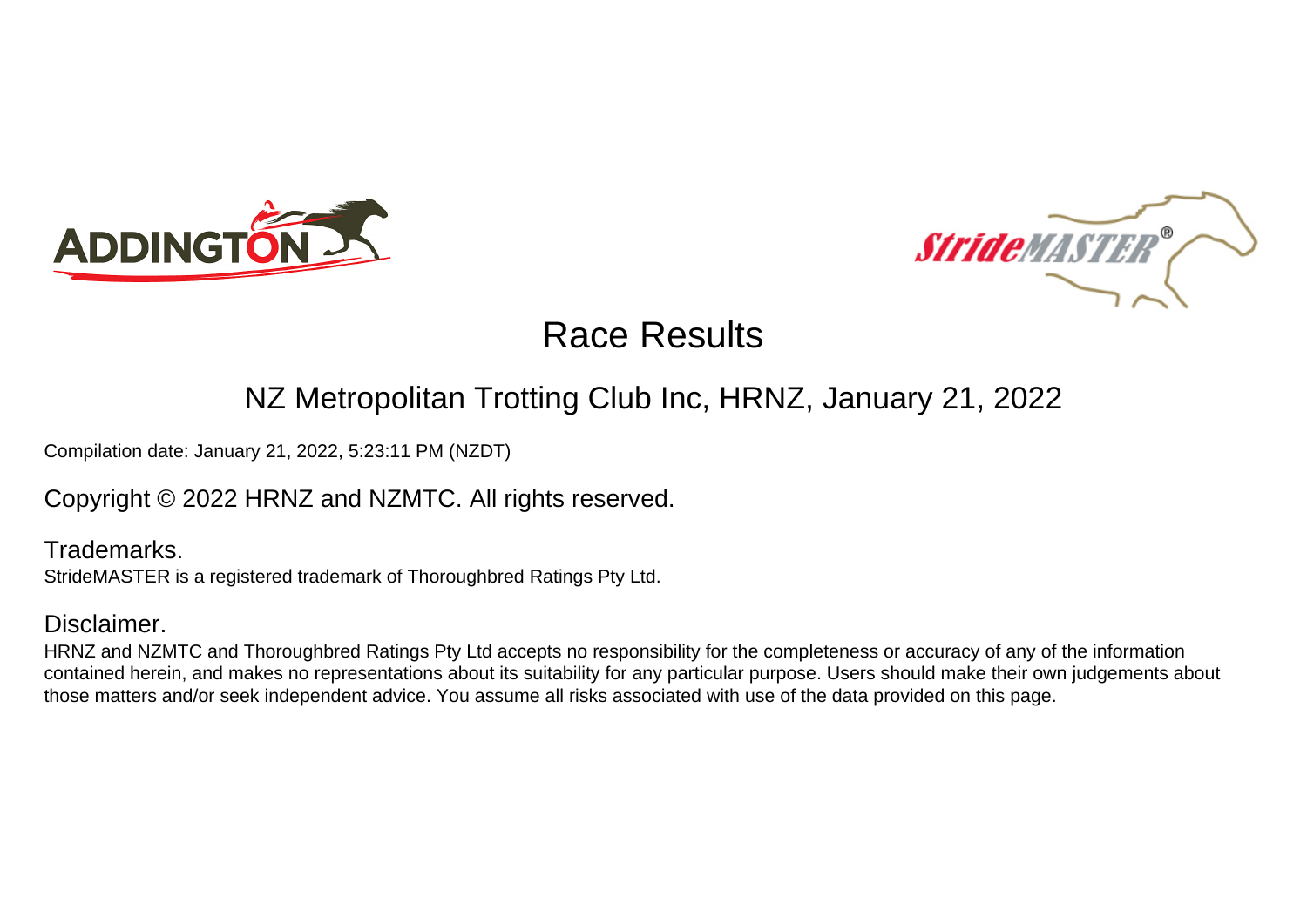# Race Results

## NZ Metropolitan Trotting Club Inc, HRNZ, January 21, 2022

Compilation date: January 21, 2022, 5:23:11 PM (NZDT)

Copyright © 2022 HRNZ and NZMTC. All rights reserved.

### Trademarks.

StrideMASTER is a registered trademark of Thoroughbred Ratings Pty Ltd.

### Disclaimer.

HRNZ and NZMTC and Thoroughbred Ratings Pty Ltd accepts no responsibility for the completeness or accuracy of any of the information contained herein, and makes no representations about its suitability for any particular purpose. Users should make their own judgements about those matters and/or seek independent advice. You assume all risks associated with use of the data provided on this page.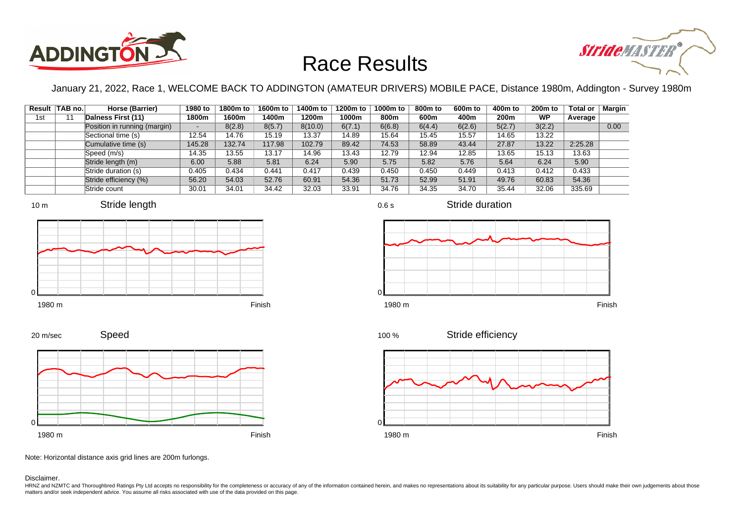# Race Results

January 21, 2022, Race 1, WELCOME BACK TO ADDINGTON (AMATEUR DRIVERS) MOBILE PACE, Distance 1980m, Addington - Survey 1980m

| Result | TAB no. | Horse (Barrier) | 1980 to 1800m | 1800m to 1600m | 1600m to 1400m | 1400m to 1200m | 1200m to 1000m | 1000m to 800m | 800m to 600m | 600m to 400m | 400m to 200m | 200m to WP | Total or Average | Margin |
|---|---|---|---|---|---|---|---|---|---|---|---|---|---|---|
| 1st | 11 | Dalness First (11) | | | | | | | | | | | | |
| | | Position in running (margin) | - | 8(2.8) | 8(5.7) | 8(10.0) | 6(7.1) | 6(6.8) | 6(4.4) | 6(2.6) | 5(2.7) | 3(2.2) | | 0.00 |
| | | Sectional time (s) | 12.54 | 14.76 | 15.19 | 13.37 | 14.89 | 15.64 | 15.45 | 15.57 | 14.65 | 13.22 | | |
| | | Cumulative time (s) | 145.28 | 132.74 | 117.98 | 102.79 | 89.42 | 74.53 | 58.89 | 43.44 | 27.87 | 13.22 | 2:25.28 | |
| | | Speed (m/s) | 14.35 | 13.55 | 13.17 | 14.96 | 13.43 | 12.79 | 12.94 | 12.85 | 13.65 | 15.13 | 13.63 | |
| | | Stride length (m) | 6.00 | 5.88 | 5.81 | 6.24 | 5.90 | 5.75 | 5.82 | 5.76 | 5.64 | 6.24 | 5.90 | |
| | | Stride duration (s) | 0.405 | 0.434 | 0.441 | 0.417 | 0.439 | 0.450 | 0.450 | 0.449 | 0.413 | 0.412 | 0.433 | |
| | | Stride efficiency (%) | 56.20 | 54.03 | 52.76 | 60.91 | 54.36 | 51.73 | 52.99 | 51.91 | 49.76 | 60.83 | 54.36 | |
| | | Stride count | 30.01 | 34.01 | 34.42 | 32.03 | 33.91 | 34.76 | 34.35 | 34.70 | 35.44 | 32.06 | 335.69 | |

Note: Horizontal distance axis grid lines are 200m furlongs.

Disclaimer.

HRNZ and NZMTC and Thoroughbred Ratings Pty Ltd accepts no responsibility for the completeness or accuracy of any of the information contained herein, and makes no representations about its suitability for any particular purpose. Users should make their own judgements about those matters and/or seek independent advice. You assume all risks associated with use of the data provided on this page.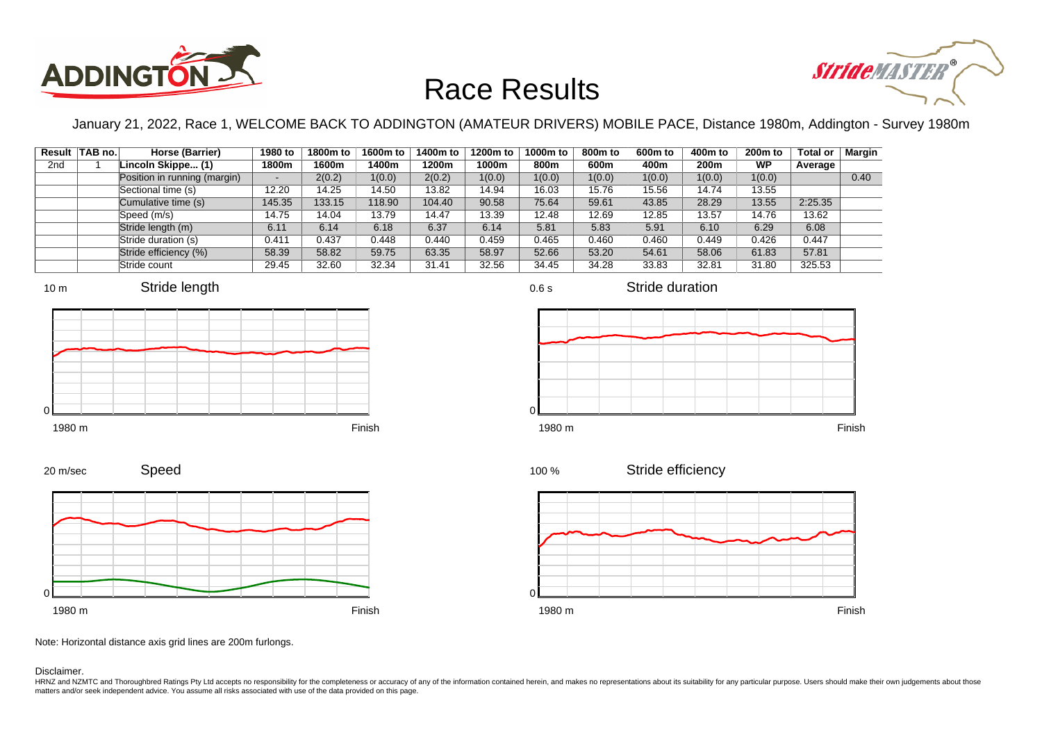# Race Results

January 21, 2022, Race 1, WELCOME BACK TO ADDINGTON (AMATEUR DRIVERS) MOBILE PACE, Distance 1980m, Addington - Survey 1980m

| Result | TAB no. | Horse (Barrier) | 1980 to 1800m | 1800m to 1600m | 1600m to 1400m | 1400m to 1200m | 1200m to 1000m | 1000m to 800m | 800m to 600m | 600m to 400m | 400m to 200m | 200m to WP | Total or Average | Margin |
|---|---|---|---|---|---|---|---|---|---|---|---|---|---|---|
| 2nd | 1 | Lincoln Skippe... (1) | | | | | | | | | | | | |
| | | Position in running (margin) | - | 2(0.2) | 1(0.0) | 2(0.2) | 1(0.0) | 1(0.0) | 1(0.0) | 1(0.0) | 1(0.0) | 1(0.0) | | 0.40 |
| | | Sectional time (s) | 12.20 | 14.25 | 14.50 | 13.82 | 14.94 | 16.03 | 15.76 | 15.56 | 14.74 | 13.55 | | |
| | | Cumulative time (s) | 145.35 | 133.15 | 118.90 | 104.40 | 90.58 | 75.64 | 59.61 | 43.85 | 28.29 | 13.55 | 2:25.35 | |
| | | Speed (m/s) | 14.75 | 14.04 | 13.79 | 14.47 | 13.39 | 12.48 | 12.69 | 12.85 | 13.57 | 14.76 | 13.62 | |
| | | Stride length (m) | 6.11 | 6.14 | 6.18 | 6.37 | 6.14 | 5.81 | 5.83 | 5.91 | 6.10 | 6.29 | 6.08 | |
| | | Stride duration (s) | 0.411 | 0.437 | 0.448 | 0.440 | 0.459 | 0.465 | 0.460 | 0.460 | 0.449 | 0.426 | 0.447 | |
| | | Stride efficiency (%) | 58.39 | 58.82 | 59.75 | 63.35 | 58.97 | 52.66 | 53.20 | 54.61 | 58.06 | 61.83 | 57.81 | |
| | | Stride count | 29.45 | 32.60 | 32.34 | 31.41 | 32.56 | 34.45 | 34.28 | 33.83 | 32.81 | 31.80 | 325.53 | |

Stride length (10 m scale; 1980 m to Finish)

Stride duration (0.6 s scale; 1980 m to Finish)

Speed (20 m/sec scale; 1980 m to Finish)

Stride efficiency (100 % scale; 1980 m to Finish)

Note: Horizontal distance axis grid lines are 200m furlongs.

Disclaimer.

HRNZ and NZMTC and Thoroughbred Ratings Pty Ltd accepts no responsibility for the completeness or accuracy of any of the information contained herein, and makes no representations about its suitability for any particular purpose. Users should make their own judgements about those matters and/or seek independent advice. You assume all risks associated with use of the data provided on this page.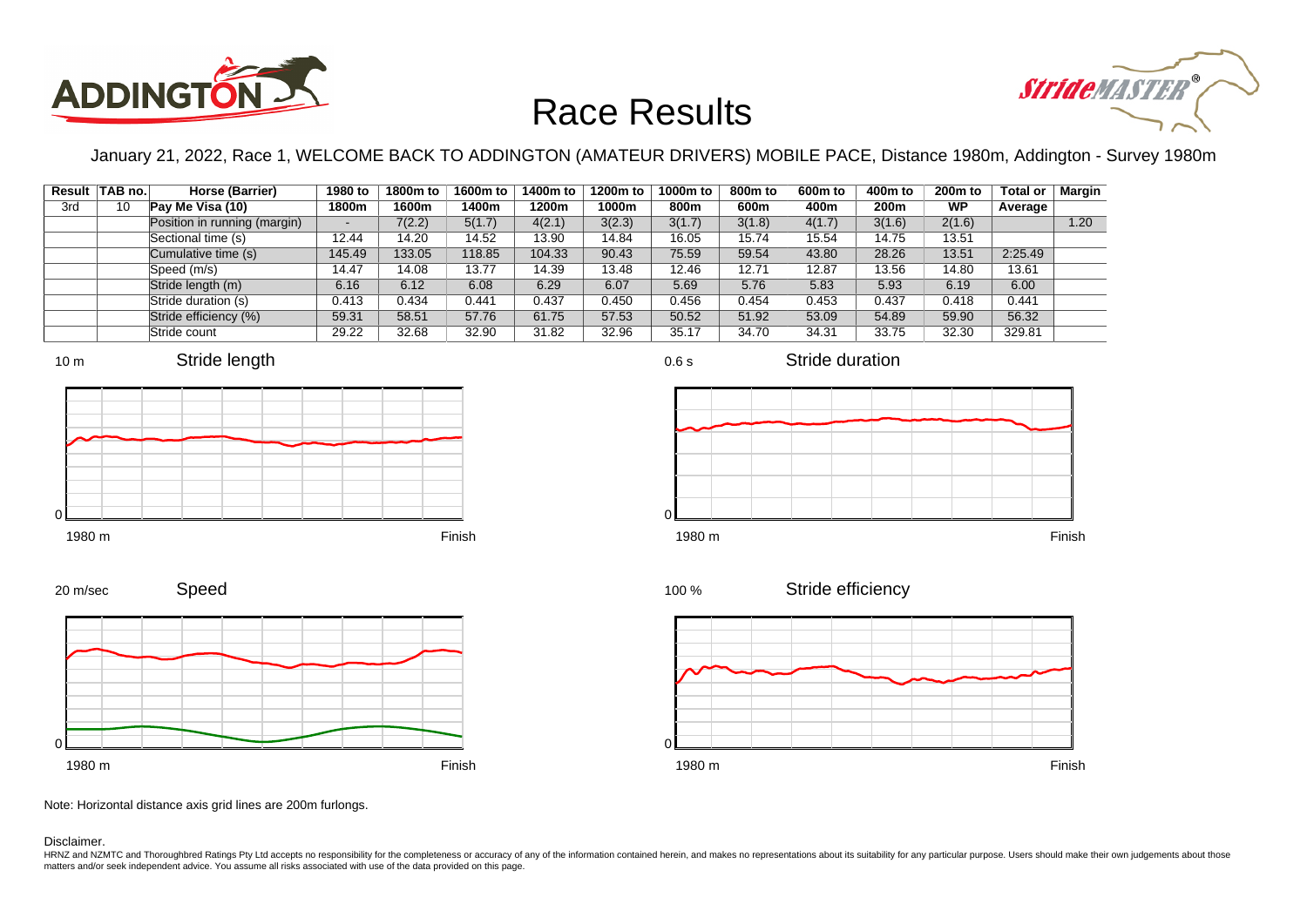# Race Results

January 21, 2022, Race 1, WELCOME BACK TO ADDINGTON (AMATEUR DRIVERS) MOBILE PACE, Distance 1980m, Addington - Survey 1980m

| Result | TAB no. | Horse (Barrier) | 1980 to 1800m | 1800m to 1600m | 1600m to 1400m | 1400m to 1200m | 1200m to 1000m | 1000m to 800m | 800m to 600m | 600m to 400m | 400m to 200m | 200m to WP | Total or Average | Margin |
|---|---|---|---|---|---|---|---|---|---|---|---|---|---|---|
| 3rd | 10 | Pay Me Visa (10) | | | | | | | | | | | | |
| | | Position in running (margin) | - | 7(2.2) | 5(1.7) | 4(2.1) | 3(2.3) | 3(1.7) | 3(1.8) | 4(1.7) | 3(1.6) | 2(1.6) | | 1.20 |
| | | Sectional time (s) | 12.44 | 14.20 | 14.52 | 13.90 | 14.84 | 16.05 | 15.74 | 15.54 | 14.75 | 13.51 | | |
| | | Cumulative time (s) | 145.49 | 133.05 | 118.85 | 104.33 | 90.43 | 75.59 | 59.54 | 43.80 | 28.26 | 13.51 | 2:25.49 | |
| | | Speed (m/s) | 14.47 | 14.08 | 13.77 | 14.39 | 13.48 | 12.46 | 12.71 | 12.87 | 13.56 | 14.80 | 13.61 | |
| | | Stride length (m) | 6.16 | 6.12 | 6.08 | 6.29 | 6.07 | 5.69 | 5.76 | 5.83 | 5.93 | 6.19 | 6.00 | |
| | | Stride duration (s) | 0.413 | 0.434 | 0.441 | 0.437 | 0.450 | 0.456 | 0.454 | 0.453 | 0.437 | 0.418 | 0.441 | |
| | | Stride efficiency (%) | 59.31 | 58.51 | 57.76 | 61.75 | 57.53 | 50.52 | 51.92 | 53.09 | 54.89 | 59.90 | 56.32 | |
| | | Stride count | 29.22 | 32.68 | 32.90 | 31.82 | 32.96 | 35.17 | 34.70 | 34.31 | 33.75 | 32.30 | 329.81 | |

Note: Horizontal distance axis grid lines are 200m furlongs.

Disclaimer.

HRNZ and NZMTC and Thoroughbred Ratings Pty Ltd accepts no responsibility for the completeness or accuracy of any of the information contained herein, and makes no representations about its suitability for any particular purpose. Users should make their own judgements about those matters and/or seek independent advice. You assume all risks associated with use of the data provided on this page.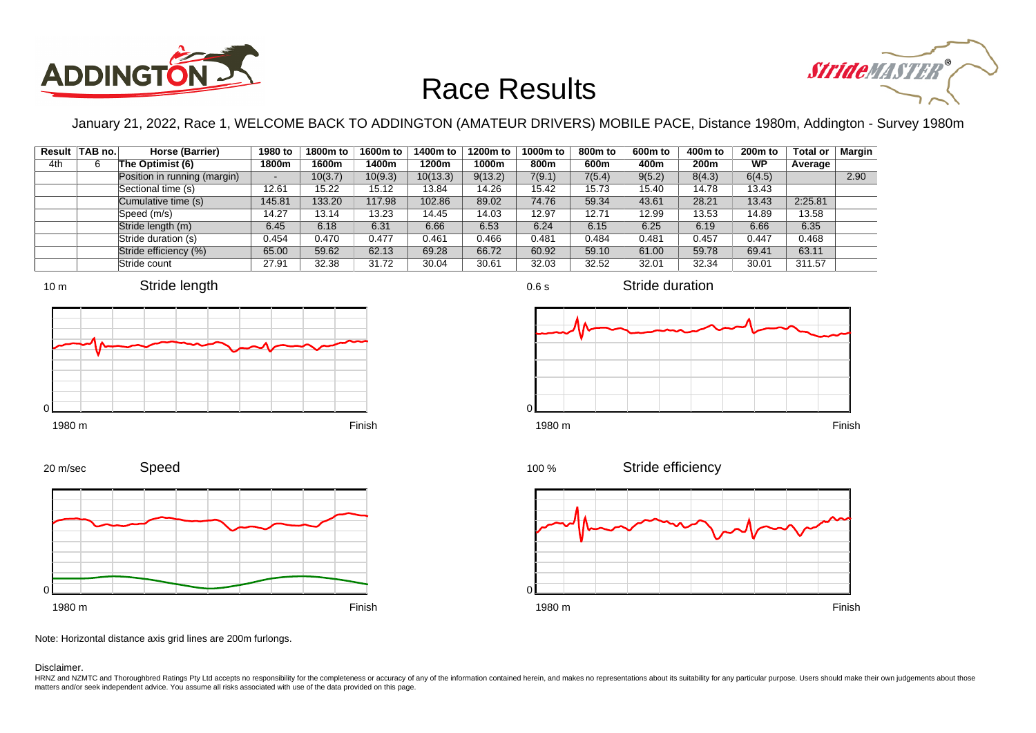# Race Results

January 21, 2022, Race 1, WELCOME BACK TO ADDINGTON (AMATEUR DRIVERS) MOBILE PACE, Distance 1980m, Addington - Survey 1980m

| Result | TAB no. | Horse (Barrier) | 1980 to 1800m | 1800m to 1600m | 1600m to 1400m | 1400m to 1200m | 1200m to 1000m | 1000m to 800m | 800m to 600m | 600m to 400m | 400m to 200m | 200m to WP | Total or Average | Margin |
|---|---|---|---|---|---|---|---|---|---|---|---|---|---|---|
| 4th | 6 | The Optimist (6) | | | | | | | | | | | | |
| | | Position in running (margin) | - | 10(3.7) | 10(9.3) | 10(13.3) | 9(13.2) | 7(9.1) | 7(5.4) | 9(5.2) | 8(4.3) | 6(4.5) | | 2.90 |
| | | Sectional time (s) | 12.61 | 15.22 | 15.12 | 13.84 | 14.26 | 15.42 | 15.73 | 15.40 | 14.78 | 13.43 | | |
| | | Cumulative time (s) | 145.81 | 133.20 | 117.98 | 102.86 | 89.02 | 74.76 | 59.34 | 43.61 | 28.21 | 13.43 | 2:25.81 | |
| | | Speed (m/s) | 14.27 | 13.14 | 13.23 | 14.45 | 14.03 | 12.97 | 12.71 | 12.99 | 13.53 | 14.89 | 13.58 | |
| | | Stride length (m) | 6.45 | 6.18 | 6.31 | 6.66 | 6.53 | 6.24 | 6.15 | 6.25 | 6.19 | 6.66 | 6.35 | |
| | | Stride duration (s) | 0.454 | 0.470 | 0.477 | 0.461 | 0.466 | 0.481 | 0.484 | 0.481 | 0.457 | 0.447 | 0.468 | |
| | | Stride efficiency (%) | 65.00 | 59.62 | 62.13 | 69.28 | 66.72 | 60.92 | 59.10 | 61.00 | 59.78 | 69.41 | 63.11 | |
| | | Stride count | 27.91 | 32.38 | 31.72 | 30.04 | 30.61 | 32.03 | 32.52 | 32.01 | 32.34 | 30.01 | 311.57 | |

Note: Horizontal distance axis grid lines are 200m furlongs.

Disclaimer.

HRNZ and NZMTC and Thoroughbred Ratings Pty Ltd accepts no responsibility for the completeness or accuracy of any of the information contained herein, and makes no representations about its suitability for any particular purpose. Users should make their own judgements about those matters and/or seek independent advice. You assume all risks associated with use of the data provided on this page.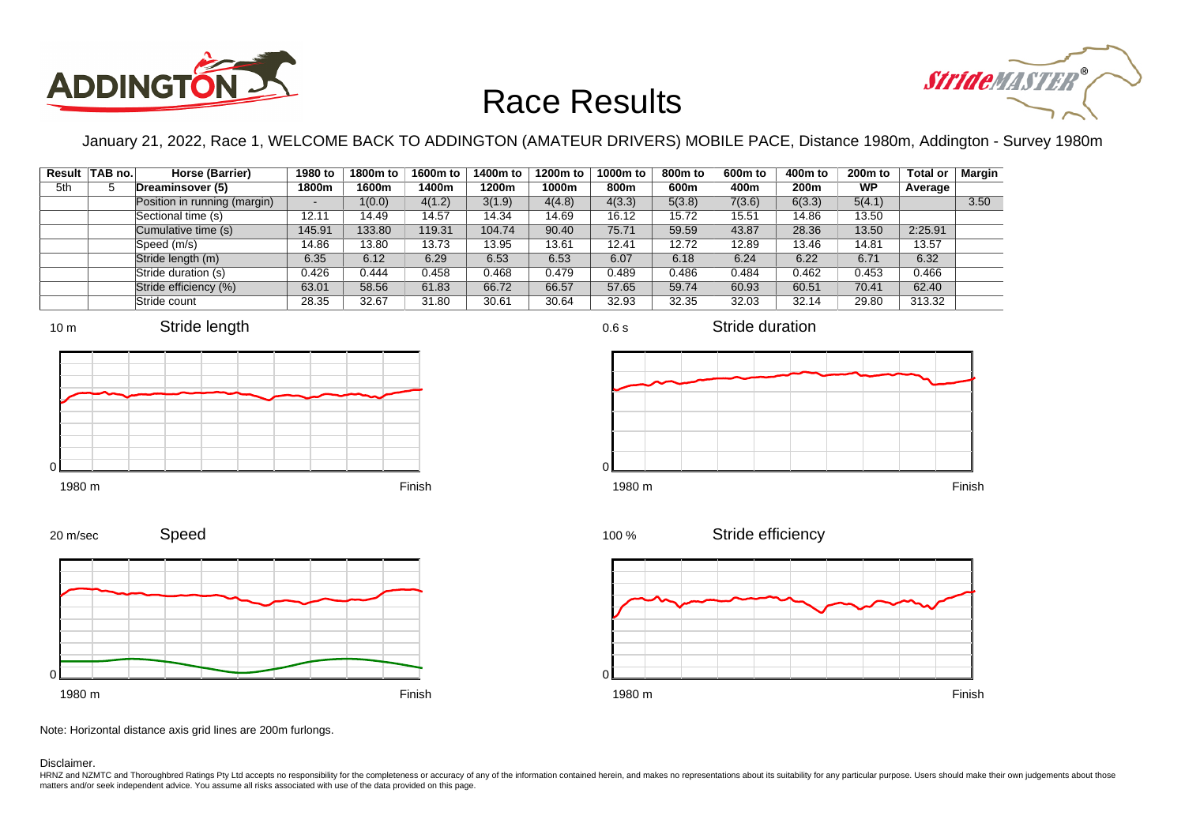# Race Results

January 21, 2022, Race 1, WELCOME BACK TO ADDINGTON (AMATEUR DRIVERS) MOBILE PACE, Distance 1980m, Addington - Survey 1980m

| Result | TAB no. | Horse (Barrier) | 1980 to 1800m | 1800m to 1600m | 1600m to 1400m | 1400m to 1200m | 1200m to 1000m | 1000m to 800m | 800m to 600m | 600m to 400m | 400m to 200m | 200m to WP | Total or Average | Margin |
|---|---|---|---|---|---|---|---|---|---|---|---|---|---|---|
| 5th | 5 | Dreaminsover (5) | | | | | | | | | | | | |
| | | Position in running (margin) | - | 1(0.0) | 4(1.2) | 3(1.9) | 4(4.8) | 4(3.3) | 5(3.8) | 7(3.6) | 6(3.3) | 5(4.1) | | 3.50 |
| | | Sectional time (s) | 12.11 | 14.49 | 14.57 | 14.34 | 14.69 | 16.12 | 15.72 | 15.51 | 14.86 | 13.50 | | |
| | | Cumulative time (s) | 145.91 | 133.80 | 119.31 | 104.74 | 90.40 | 75.71 | 59.59 | 43.87 | 28.36 | 13.50 | 2:25.91 | |
| | | Speed (m/s) | 14.86 | 13.80 | 13.73 | 13.95 | 13.61 | 12.41 | 12.72 | 12.89 | 13.46 | 14.81 | 13.57 | |
| | | Stride length (m) | 6.35 | 6.12 | 6.29 | 6.53 | 6.53 | 6.07 | 6.18 | 6.24 | 6.22 | 6.71 | 6.32 | |
| | | Stride duration (s) | 0.426 | 0.444 | 0.458 | 0.468 | 0.479 | 0.489 | 0.486 | 0.484 | 0.462 | 0.453 | 0.466 | |
| | | Stride efficiency (%) | 63.01 | 58.56 | 61.83 | 66.72 | 66.57 | 57.65 | 59.74 | 60.93 | 60.51 | 70.41 | 62.40 | |
| | | Stride count | 28.35 | 32.67 | 31.80 | 30.61 | 30.64 | 32.93 | 32.35 | 32.03 | 32.14 | 29.80 | 313.32 | |

Note: Horizontal distance axis grid lines are 200m furlongs.

Disclaimer.

HRNZ and NZMTC and Thoroughbred Ratings Pty Ltd accepts no responsibility for the completeness or accuracy of any of the information contained herein, and makes no representations about its suitability for any particular purpose. Users should make their own judgements about those matters and/or seek independent advice. You assume all risks associated with use of the data provided on this page.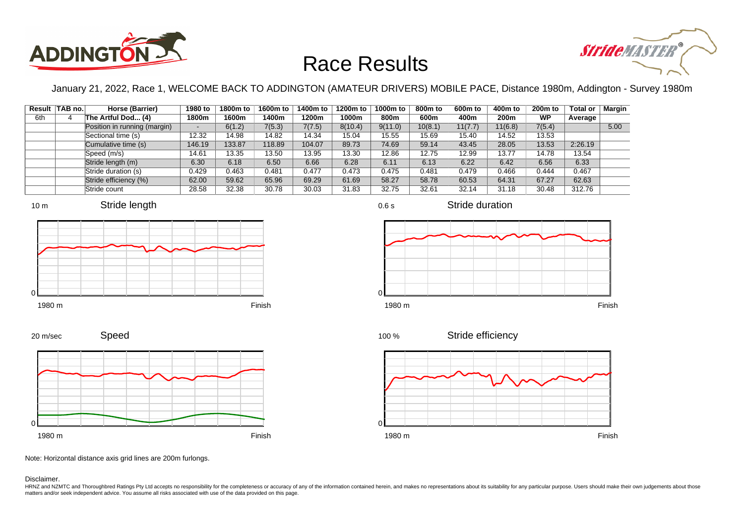# Race Results

January 21, 2022, Race 1, WELCOME BACK TO ADDINGTON (AMATEUR DRIVERS) MOBILE PACE, Distance 1980m, Addington - Survey 1980m

| Result | TAB no. | Horse (Barrier) | 1980 to 1800m | 1800m to 1600m | 1600m to 1400m | 1400m to 1200m | 1200m to 1000m | 1000m to 800m | 800m to 600m | 600m to 400m | 400m to 200m | 200m to WP | Total or Average | Margin |
|---|---|---|---|---|---|---|---|---|---|---|---|---|---|---|
| 6th | 4 | The Artful Dod... (4) | | | | | | | | | | | | |
| | | Position in running (margin) | - | 6(1.2) | 7(5.3) | 7(7.5) | 8(10.4) | 9(11.0) | 10(8.1) | 11(7.7) | 11(6.8) | 7(5.4) | | 5.00 |
| | | Sectional time (s) | 12.32 | 14.98 | 14.82 | 14.34 | 15.04 | 15.55 | 15.69 | 15.40 | 14.52 | 13.53 | | |
| | | Cumulative time (s) | 146.19 | 133.87 | 118.89 | 104.07 | 89.73 | 74.69 | 59.14 | 43.45 | 28.05 | 13.53 | 2:26.19 | |
| | | Speed (m/s) | 14.61 | 13.35 | 13.50 | 13.95 | 13.30 | 12.86 | 12.75 | 12.99 | 13.77 | 14.78 | 13.54 | |
| | | Stride length (m) | 6.30 | 6.18 | 6.50 | 6.66 | 6.28 | 6.11 | 6.13 | 6.22 | 6.42 | 6.56 | 6.33 | |
| | | Stride duration (s) | 0.429 | 0.463 | 0.481 | 0.477 | 0.473 | 0.475 | 0.481 | 0.479 | 0.466 | 0.444 | 0.467 | |
| | | Stride efficiency (%) | 62.00 | 59.62 | 65.96 | 69.29 | 61.69 | 58.27 | 58.78 | 60.53 | 64.31 | 67.27 | 62.63 | |
| | | Stride count | 28.58 | 32.38 | 30.78 | 30.03 | 31.83 | 32.75 | 32.61 | 32.14 | 31.18 | 30.48 | 312.76 | |

Note: Horizontal distance axis grid lines are 200m furlongs.

Disclaimer.

HRNZ and NZMTC and Thoroughbred Ratings Pty Ltd accepts no responsibility for the completeness or accuracy of any of the information contained herein, and makes no representations about its suitability for any particular purpose. Users should make their own judgements about those matters and/or seek independent advice. You assume all risks associated with use of the data provided on this page.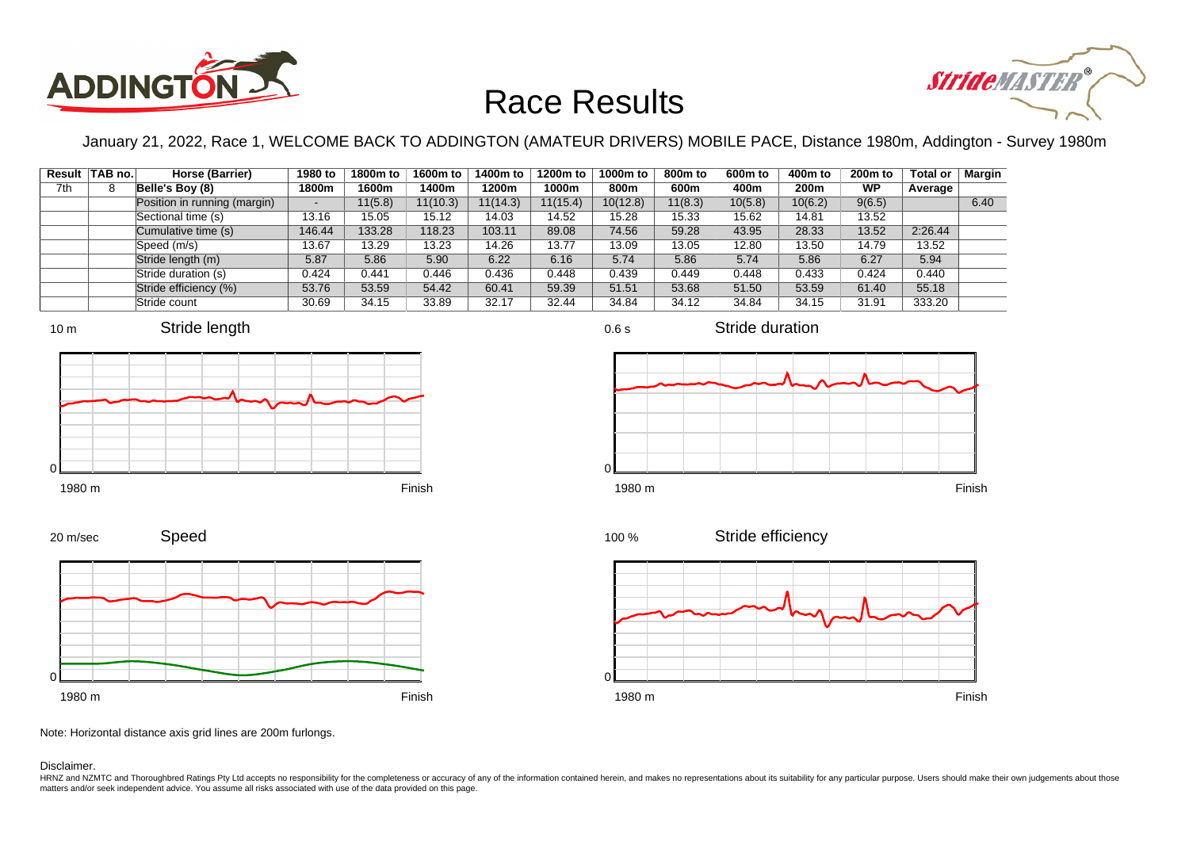# Race Results

January 21, 2022, Race 1, WELCOME BACK TO ADDINGTON (AMATEUR DRIVERS) MOBILE PACE, Distance 1980m, Addington - Survey 1980m

| Result | TAB no. | Horse (Barrier) | 1980 to 1800m | 1800m to 1600m | 1600m to 1400m | 1400m to 1200m | 1200m to 1000m | 1000m to 800m | 800m to 600m | 600m to 400m | 400m to 200m | 200m to WP | Total or Average | Margin |
|---|---|---|---|---|---|---|---|---|---|---|---|---|---|---|
| 7th | 8 | Belle's Boy (8) | | | | | | | | | | | | |
| | | Position in running (margin) | - | 11(5.8) | 11(10.3) | 11(14.3) | 11(15.4) | 10(12.8) | 11(8.3) | 10(5.8) | 10(6.2) | 9(6.5) | | 6.40 |
| | | Sectional time (s) | 13.16 | 15.05 | 15.12 | 14.03 | 14.52 | 15.28 | 15.33 | 15.62 | 14.81 | 13.52 | | |
| | | Cumulative time (s) | 146.44 | 133.28 | 118.23 | 103.11 | 89.08 | 74.56 | 59.28 | 43.95 | 28.33 | 13.52 | 2:26.44 | |
| | | Speed (m/s) | 13.67 | 13.29 | 13.23 | 14.26 | 13.77 | 13.09 | 13.05 | 12.80 | 13.50 | 14.79 | 13.52 | |
| | | Stride length (m) | 5.87 | 5.86 | 5.90 | 6.22 | 6.16 | 5.74 | 5.86 | 5.74 | 5.86 | 6.27 | 5.94 | |
| | | Stride duration (s) | 0.424 | 0.441 | 0.446 | 0.436 | 0.448 | 0.439 | 0.449 | 0.448 | 0.433 | 0.424 | 0.440 | |
| | | Stride efficiency (%) | 53.76 | 53.59 | 54.42 | 60.41 | 59.39 | 51.51 | 53.68 | 51.50 | 53.59 | 61.40 | 55.18 | |
| | | Stride count | 30.69 | 34.15 | 33.89 | 32.17 | 32.44 | 34.84 | 34.12 | 34.84 | 34.15 | 31.91 | 333.20 | |

Note: Horizontal distance axis grid lines are 200m furlongs.

Disclaimer.

HRNZ and NZMTC and Thoroughbred Ratings Pty Ltd accepts no responsibility for the completeness or accuracy of any of the information contained herein, and makes no representations about its suitability for any particular purpose. Users should make their own judgements about those matters and/or seek independent advice. You assume all risks associated with use of the data provided on this page.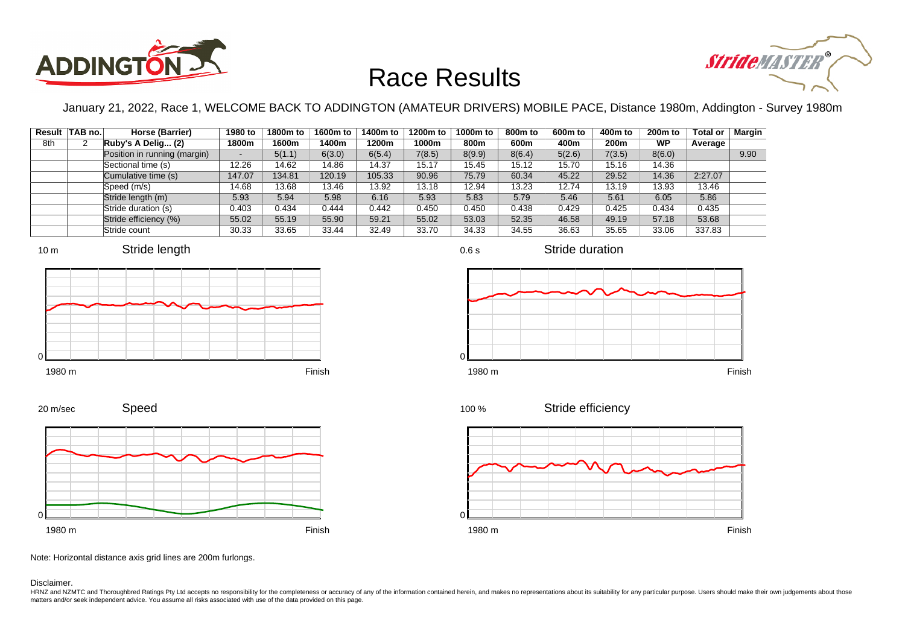# Race Results

January 21, 2022, Race 1, WELCOME BACK TO ADDINGTON (AMATEUR DRIVERS) MOBILE PACE, Distance 1980m, Addington - Survey 1980m

| Result | TAB no. | Horse (Barrier) | 1980 to 1800m | 1800m to 1600m | 1600m to 1400m | 1400m to 1200m | 1200m to 1000m | 1000m to 800m | 800m to 600m | 600m to 400m | 400m to 200m | 200m to WP | Total or Average | Margin |
|---|---|---|---|---|---|---|---|---|---|---|---|---|---|---|
| 8th | 2 | Ruby's A Delig... (2) | | | | | | | | | | | | |
| | | Position in running (margin) | - | 5(1.1) | 6(3.0) | 6(5.4) | 7(8.5) | 8(9.9) | 8(6.4) | 5(2.6) | 7(3.5) | 8(6.0) | | 9.90 |
| | | Sectional time (s) | 12.26 | 14.62 | 14.86 | 14.37 | 15.17 | 15.45 | 15.12 | 15.70 | 15.16 | 14.36 | | |
| | | Cumulative time (s) | 147.07 | 134.81 | 120.19 | 105.33 | 90.96 | 75.79 | 60.34 | 45.22 | 29.52 | 14.36 | 2:27.07 | |
| | | Speed (m/s) | 14.68 | 13.68 | 13.46 | 13.92 | 13.18 | 12.94 | 13.23 | 12.74 | 13.19 | 13.93 | 13.46 | |
| | | Stride length (m) | 5.93 | 5.94 | 5.98 | 6.16 | 5.93 | 5.83 | 5.79 | 5.46 | 5.61 | 6.05 | 5.86 | |
| | | Stride duration (s) | 0.403 | 0.434 | 0.444 | 0.442 | 0.450 | 0.450 | 0.438 | 0.429 | 0.425 | 0.434 | 0.435 | |
| | | Stride efficiency (%) | 55.02 | 55.19 | 55.90 | 59.21 | 55.02 | 53.03 | 52.35 | 46.58 | 49.19 | 57.18 | 53.68 | |
| | | Stride count | 30.33 | 33.65 | 33.44 | 32.49 | 33.70 | 34.33 | 34.55 | 36.63 | 35.65 | 33.06 | 337.83 | |

Note: Horizontal distance axis grid lines are 200m furlongs.

Disclaimer.

HRNZ and NZMTC and Thoroughbred Ratings Pty Ltd accepts no responsibility for the completeness or accuracy of any of the information contained herein, and makes no representations about its suitability for any particular purpose. Users should make their own judgements about those matters and/or seek independent advice. You assume all risks associated with use of the data provided on this page.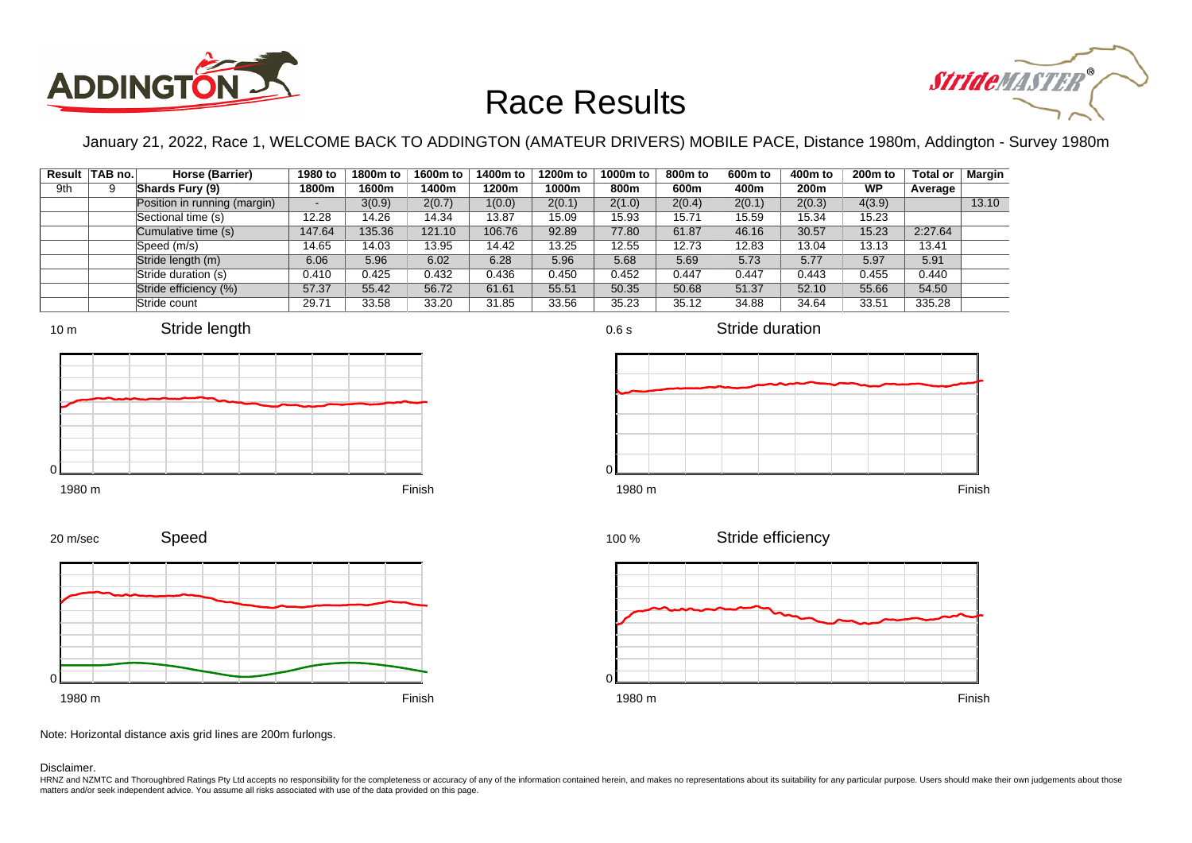# Race Results

January 21, 2022, Race 1, WELCOME BACK TO ADDINGTON (AMATEUR DRIVERS) MOBILE PACE, Distance 1980m, Addington - Survey 1980m

| Result | TAB no. | Horse (Barrier) | 1980 to 1800m | 1800m to 1600m | 1600m to 1400m | 1400m to 1200m | 1200m to 1000m | 1000m to 800m | 800m to 600m | 600m to 400m | 400m to 200m | 200m to WP | Total or Average | Margin |
|---|---|---|---|---|---|---|---|---|---|---|---|---|---|---|
| 9th | 9 | Shards Fury (9) | | | | | | | | | | | | |
| | | Position in running (margin) | - | 3(0.9) | 2(0.7) | 1(0.0) | 2(0.1) | 2(1.0) | 2(0.4) | 2(0.1) | 2(0.3) | 4(3.9) | | 13.10 |
| | | Sectional time (s) | 12.28 | 14.26 | 14.34 | 13.87 | 15.09 | 15.93 | 15.71 | 15.59 | 15.34 | 15.23 | | |
| | | Cumulative time (s) | 147.64 | 135.36 | 121.10 | 106.76 | 92.89 | 77.80 | 61.87 | 46.16 | 30.57 | 15.23 | 2:27.64 | |
| | | Speed (m/s) | 14.65 | 14.03 | 13.95 | 14.42 | 13.25 | 12.55 | 12.73 | 12.83 | 13.04 | 13.13 | 13.41 | |
| | | Stride length (m) | 6.06 | 5.96 | 6.02 | 6.28 | 5.96 | 5.68 | 5.69 | 5.73 | 5.77 | 5.97 | 5.91 | |
| | | Stride duration (s) | 0.410 | 0.425 | 0.432 | 0.436 | 0.450 | 0.452 | 0.447 | 0.447 | 0.443 | 0.455 | 0.440 | |
| | | Stride efficiency (%) | 57.37 | 55.42 | 56.72 | 61.61 | 55.51 | 50.35 | 50.68 | 51.37 | 52.10 | 55.66 | 54.50 | |
| | | Stride count | 29.71 | 33.58 | 33.20 | 31.85 | 33.56 | 35.23 | 35.12 | 34.88 | 34.64 | 33.51 | 335.28 | |

Note: Horizontal distance axis grid lines are 200m furlongs.

Disclaimer.

HRNZ and NZMTC and Thoroughbred Ratings Pty Ltd accepts no responsibility for the completeness or accuracy of any of the information contained herein, and makes no representations about its suitability for any particular purpose. Users should make their own judgements about those matters and/or seek independent advice. You assume all risks associated with use of the data provided on this page.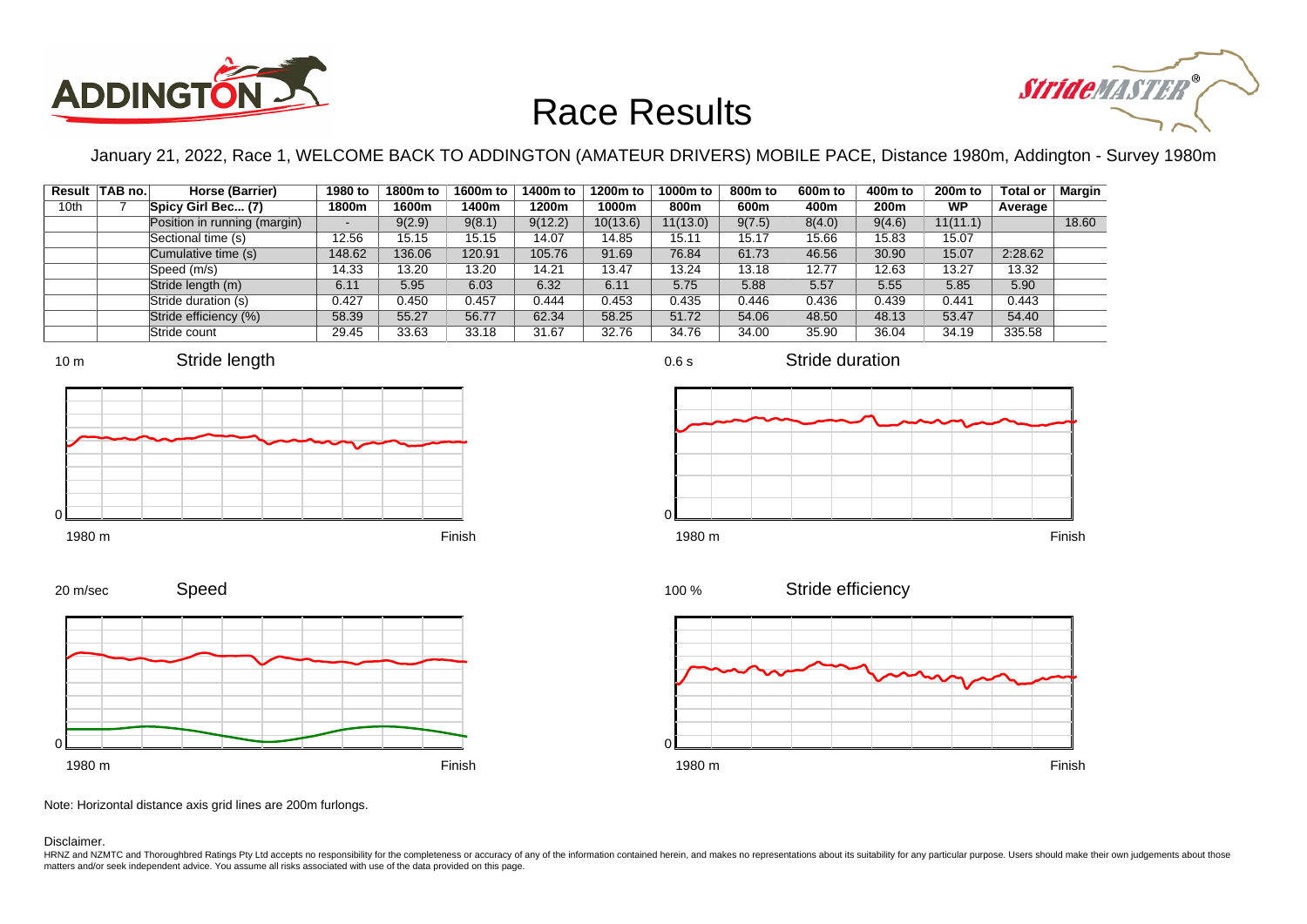# Race Results

January 21, 2022, Race 1, WELCOME BACK TO ADDINGTON (AMATEUR DRIVERS) MOBILE PACE, Distance 1980m, Addington - Survey 1980m

| Result | TAB no. | Horse (Barrier) | 1980 to 1800m | 1800m to 1600m | 1600m to 1400m | 1400m to 1200m | 1200m to 1000m | 1000m to 800m | 800m to 600m | 600m to 400m | 400m to 200m | 200m to WP | Total or Average | Margin |
|---|---|---|---|---|---|---|---|---|---|---|---|---|---|---|
| 10th | 7 | Spicy Girl Bec... (7) | | | | | | | | | | | | |
| | | Position in running (margin) | - | 9(2.9) | 9(8.1) | 9(12.2) | 10(13.6) | 11(13.0) | 9(7.5) | 8(4.0) | 9(4.6) | 11(11.1) | | 18.60 |
| | | Sectional time (s) | 12.56 | 15.15 | 15.15 | 14.07 | 14.85 | 15.11 | 15.17 | 15.66 | 15.83 | 15.07 | | |
| | | Cumulative time (s) | 148.62 | 136.06 | 120.91 | 105.76 | 91.69 | 76.84 | 61.73 | 46.56 | 30.90 | 15.07 | 2:28.62 | |
| | | Speed (m/s) | 14.33 | 13.20 | 13.20 | 14.21 | 13.47 | 13.24 | 13.18 | 12.77 | 12.63 | 13.27 | 13.32 | |
| | | Stride length (m) | 6.11 | 5.95 | 6.03 | 6.32 | 6.11 | 5.75 | 5.88 | 5.57 | 5.55 | 5.85 | 5.90 | |
| | | Stride duration (s) | 0.427 | 0.450 | 0.457 | 0.444 | 0.453 | 0.435 | 0.446 | 0.436 | 0.439 | 0.441 | 0.443 | |
| | | Stride efficiency (%) | 58.39 | 55.27 | 56.77 | 62.34 | 58.25 | 51.72 | 54.06 | 48.50 | 48.13 | 53.47 | 54.40 | |
| | | Stride count | 29.45 | 33.63 | 33.18 | 31.67 | 32.76 | 34.76 | 34.00 | 35.90 | 36.04 | 34.19 | 335.58 | |

Note: Horizontal distance axis grid lines are 200m furlongs.

Disclaimer.

HRNZ and NZMTC and Thoroughbred Ratings Pty Ltd accepts no responsibility for the completeness or accuracy of any of the information contained herein, and makes no representations about its suitability for any particular purpose. Users should make their own judgements about those matters and/or seek independent advice. You assume all risks associated with use of the data provided on this page.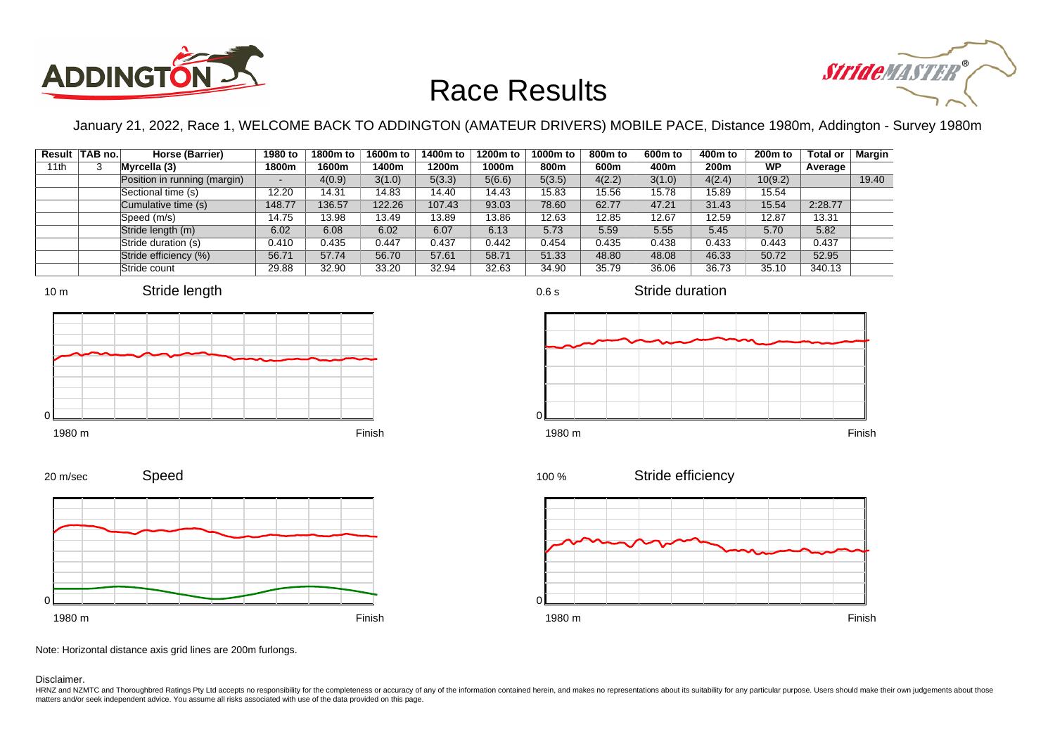# Race Results

January 21, 2022, Race 1, WELCOME BACK TO ADDINGTON (AMATEUR DRIVERS) MOBILE PACE, Distance 1980m, Addington - Survey 1980m

| Result | TAB no. | Horse (Barrier) | 1980 to 1800m | 1800m to 1600m | 1600m to 1400m | 1400m to 1200m | 1200m to 1000m | 1000m to 800m | 800m to 600m | 600m to 400m | 400m to 200m | 200m to WP | Total or Average | Margin |
|---|---|---|---|---|---|---|---|---|---|---|---|---|---|---|
| 11th | 3 | Myrcella (3) | | | | | | | | | | | | |
| | | Position in running (margin) | - | 4(0.9) | 3(1.0) | 5(3.3) | 5(6.6) | 5(3.5) | 4(2.2) | 3(1.0) | 4(2.4) | 10(9.2) | | 19.40 |
| | | Sectional time (s) | 12.20 | 14.31 | 14.83 | 14.40 | 14.43 | 15.83 | 15.56 | 15.78 | 15.89 | 15.54 | | |
| | | Cumulative time (s) | 148.77 | 136.57 | 122.26 | 107.43 | 93.03 | 78.60 | 62.77 | 47.21 | 31.43 | 15.54 | 2:28.77 | |
| | | Speed (m/s) | 14.75 | 13.98 | 13.49 | 13.89 | 13.86 | 12.63 | 12.85 | 12.67 | 12.59 | 12.87 | 13.31 | |
| | | Stride length (m) | 6.02 | 6.08 | 6.02 | 6.07 | 6.13 | 5.73 | 5.59 | 5.55 | 5.45 | 5.70 | 5.82 | |
| | | Stride duration (s) | 0.410 | 0.435 | 0.447 | 0.437 | 0.442 | 0.454 | 0.435 | 0.438 | 0.433 | 0.443 | 0.437 | |
| | | Stride efficiency (%) | 56.71 | 57.74 | 56.70 | 57.61 | 58.71 | 51.33 | 48.80 | 48.08 | 46.33 | 50.72 | 52.95 | |
| | | Stride count | 29.88 | 32.90 | 33.20 | 32.94 | 32.63 | 34.90 | 35.79 | 36.06 | 36.73 | 35.10 | 340.13 | |

Stride length
10 m
0
1980 m
Finish

Stride duration
0.6 s
0
1980 m
Finish

Speed
20 m/sec
0
1980 m
Finish

Stride efficiency
100 %
0
1980 m
Finish

Note: Horizontal distance axis grid lines are 200m furlongs.

Disclaimer.

HRNZ and NZMTC and Thoroughbred Ratings Pty Ltd accepts no responsibility for the completeness or accuracy of any of the information contained herein, and makes no representations about its suitability for any particular purpose. Users should make their own judgements about those matters and/or seek independent advice. You assume all risks associated with use of the data provided on this page.